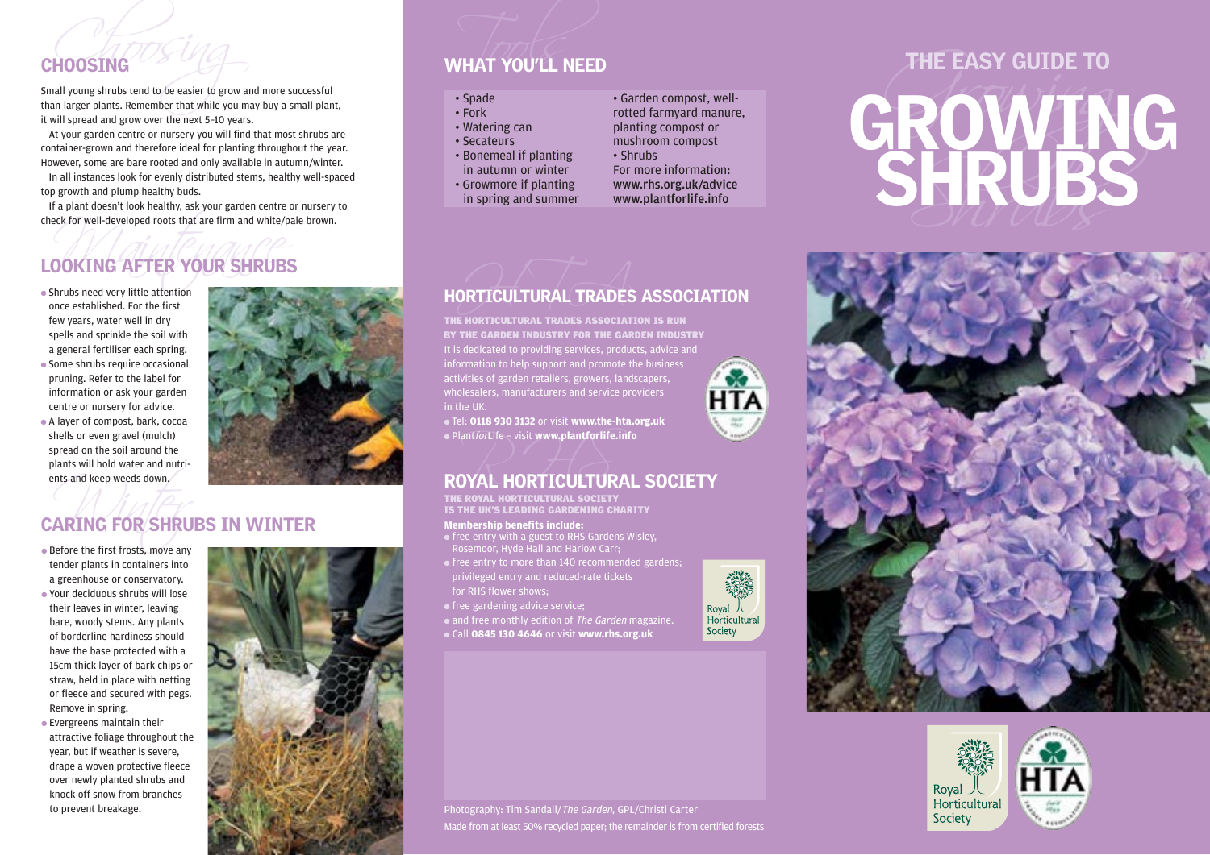# THE EASY GUIDE TO GROWING SHRUBS

## CHOOSING

Small young shrubs tend to be easier to grow and more successful than larger plants. Remember that while you may buy a small plant, it will spread and grow over the next 5–10 years.

At your garden centre or nursery you will find that most shrubs are container-grown and therefore ideal for planting throughout the year. However, some are bare rooted and only available in autumn/winter.

In all instances look for evenly distributed stems, healthy well-spaced top growth and plump healthy buds.

If a plant doesn't look healthy, ask your garden centre or nursery to check for well-developed roots that are firm and white/pale brown.

## LOOKING AFTER YOUR SHRUBS

- Shrubs need very little attention once established. For the first few years, water well in dry spells and sprinkle the soil with a general fertiliser each spring.
- Some shrubs require occasional pruning. Refer to the label for information or ask your garden centre or nursery for advice.
- A layer of compost, bark, cocoa shells or even gravel (mulch) spread on the soil around the plants will hold water and nutrients and keep weeds down.

## CARING FOR SHRUBS IN WINTER

- Before the first frosts, move any tender plants in containers into a greenhouse or conservatory.
- Your deciduous shrubs will lose their leaves in winter, leaving bare, woody stems. Any plants of borderline hardiness should have the base protected with a 15cm thick layer of bark chips or straw, held in place with netting or fleece and secured with pegs. Remove in spring.
- Evergreens maintain their attractive foliage throughout the year, but if weather is severe, drape a woven protective fleece over newly planted shrubs and knock off snow from branches to prevent breakage.

## WHAT YOU'LL NEED

- Spade
- Fork
- Watering can
- Secateurs
- Bonemeal if planting in autumn or winter
- Growmore if planting in spring and summer
- Garden compost, well-rotted farmyard manure, planting compost or mushroom compost
- Shrubs

For more information:
**www.rhs.org.uk/advice**
**www.plantforlife.info**

## HORTICULTURAL TRADES ASSOCIATION

**THE HORTICULTURAL TRADES ASSOCIATION IS RUN BY THE GARDEN INDUSTRY FOR THE GARDEN INDUSTRY**

It is dedicated to providing services, products, advice and information to help support and promote the business activities of garden retailers, growers, landscapers, wholesalers, manufacturers and service providers in the UK.

- Tel: **0118 930 3132** or visit **www.the-hta.org.uk**
- Plant*for*Life – visit **www.plantforlife.info**

## ROYAL HORTICULTURAL SOCIETY

**THE ROYAL HORTICULTURAL SOCIETY IS THE UK'S LEADING GARDENING CHARITY**

**Membership benefits include:**

- free entry with a guest to RHS Gardens Wisley, Rosemoor, Hyde Hall and Harlow Carr;
- free entry to more than 140 recommended gardens; privileged entry and reduced-rate tickets for RHS flower shows;
- free gardening advice service;
- and free monthly edition of *The Garden* magazine.
- Call **0845 130 4646** or visit **www.rhs.org.uk**

Photography: Tim Sandall/*The Garden*, GPL/Christi Carter
Made from at least 50% recycled paper; the remainder is from certified forests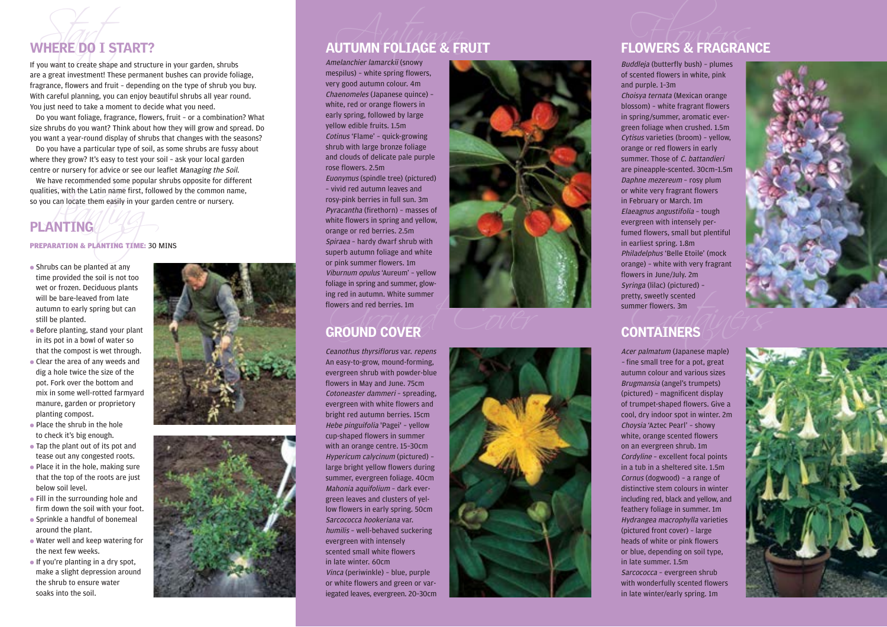## WHERE DO I START?

If you want to create shape and structure in your garden, shrubs are a great investment! These permanent bushes can provide foliage, fragrance, flowers and fruit – depending on the type of shrub you buy. With careful planning, you can enjoy beautiful shrubs all year round. You just need to take a moment to decide what you need.

Do you want foliage, fragrance, flowers, fruit – or a combination? What size shrubs do you want? Think about how they will grow and spread. Do you want a year-round display of shrubs that changes with the seasons?

Do you have a particular type of soil, as some shrubs are fussy about where they grow? It's easy to test your soil – ask your local garden centre or nursery for advice or see our leaflet *Managing the Soil*.

We have recommended some popular shrubs opposite for different qualities, with the Latin name first, followed by the common name, so you can locate them easily in your garden centre or nursery.

## PLANTING

**PREPARATION & PLANTING TIME:** 30 MINS

- Shrubs can be planted at any time provided the soil is not too wet or frozen. Deciduous plants will be bare-leaved from late autumn to early spring but can still be planted.
- Before planting, stand your plant in its pot in a bowl of water so that the compost is wet through.
- Clear the area of any weeds and dig a hole twice the size of the pot. Fork over the bottom and mix in some well-rotted farmyard manure, garden or proprietory planting compost.
- Place the shrub in the hole to check it's big enough.
- Tap the plant out of its pot and tease out any congested roots.
- Place it in the hole, making sure that the top of the roots are just below soil level.
- Fill in the surrounding hole and firm down the soil with your foot.
- Sprinkle a handful of bonemeal around the plant.
- Water well and keep watering for the next few weeks.
- If you're planting in a dry spot, make a slight depression around the shrub to ensure water soaks into the soil.

## AUTUMN FOLIAGE & FRUIT

*Amelanchier lamarckii* (snowy mespilus) – white spring flowers, very good autumn colour. 4m

*Chaenomeles* (Japanese quince) – white, red or orange flowers in early spring, followed by large yellow edible fruits. 1.5m

*Cotinus* 'Flame' – quick-growing shrub with large bronze foliage and clouds of delicate pale purple rose flowers. 2.5m

*Euonymus* (spindle tree) (pictured) – vivid red autumn leaves and rosy-pink berries in full sun. 3m

*Pyracantha* (firethorn) – masses of white flowers in spring and yellow, orange or red berries. 2.5m

*Spiraea* – hardy dwarf shrub with superb autumn foliage and white or pink summer flowers. 1m

*Viburnum opulus* 'Aureum' – yellow foliage in spring and summer, glowing red in autumn. White summer flowers and red berries. 1m

## GROUND COVER

*Ceanothus thyrsiflorus* var. *repens* An easy-to-grow, mound-forming, evergreen shrub with powder-blue flowers in May and June. 75cm

*Cotoneaster dammeri* – spreading, evergreen with white flowers and bright red autumn berries. 15cm

*Hebe pinguifolia* 'Pagei' – yellow cup-shaped flowers in summer with an orange centre. 15-30cm

*Hypericum calycinum* (pictured) – large bright yellow flowers during summer, evergreen foliage. 40cm

*Mahonia aquifolium* – dark evergreen leaves and clusters of yellow flowers in early spring. 50cm

*Sarcococca hookeriana* var. *humilis* – well-behaved suckering evergreen with intensely scented small white flowers in late winter. 60cm

*Vinca* (periwinkle) – blue, purple or white flowers and green or variegated leaves, evergreen. 20-30cm

## FLOWERS & FRAGRANCE

*Buddleja* (butterfly bush) – plumes of scented flowers in white, pink and purple. 1-3m

*Choisya ternata* (Mexican orange blossom) – white fragrant flowers in spring/summer, aromatic evergreen foliage when crushed. 1.5m

*Cytisus* varieties (broom) – yellow, orange or red flowers in early summer. Those of *C. battandieri* are pineapple-scented. 30cm-1.5m

*Daphne mezereum* – rosy plum or white very fragrant flowers in February or March. 1m

*Elaeagnus angustifolia* – tough evergreen with intensely perfumed flowers, small but plentiful in earliest spring. 1.8m

*Philadelphus* 'Belle Etoile' (mock orange) – white with very fragrant flowers in June/July. 2m

*Syringa* (lilac) (pictured) – pretty, sweetly scented summer flowers. 3m

## CONTAINERS

*Acer palmatum* (Japanese maple) – fine small tree for a pot, great autumn colour and various sizes

*Brugmansia* (angel's trumpets) (pictured) – magnificent display of trumpet-shaped flowers. Give a cool, dry indoor spot in winter. 2m

*Choysia* 'Aztec Pearl' – showy white, orange scented flowers on an evergreen shrub. 1m

*Cordyline* – excellent focal points in a tub in a sheltered site. 1.5m

*Cornus* (dogwood) – a range of distinctive stem colours in winter including red, black and yellow, and feathery foliage in summer. 1m

*Hydrangea macrophylla* varieties (pictured front cover) – large heads of white or pink flowers or blue, depending on soil type, in late summer. 1.5m

*Sarcococca* – evergreen shrub with wonderfully scented flowers in late winter/early spring. 1m